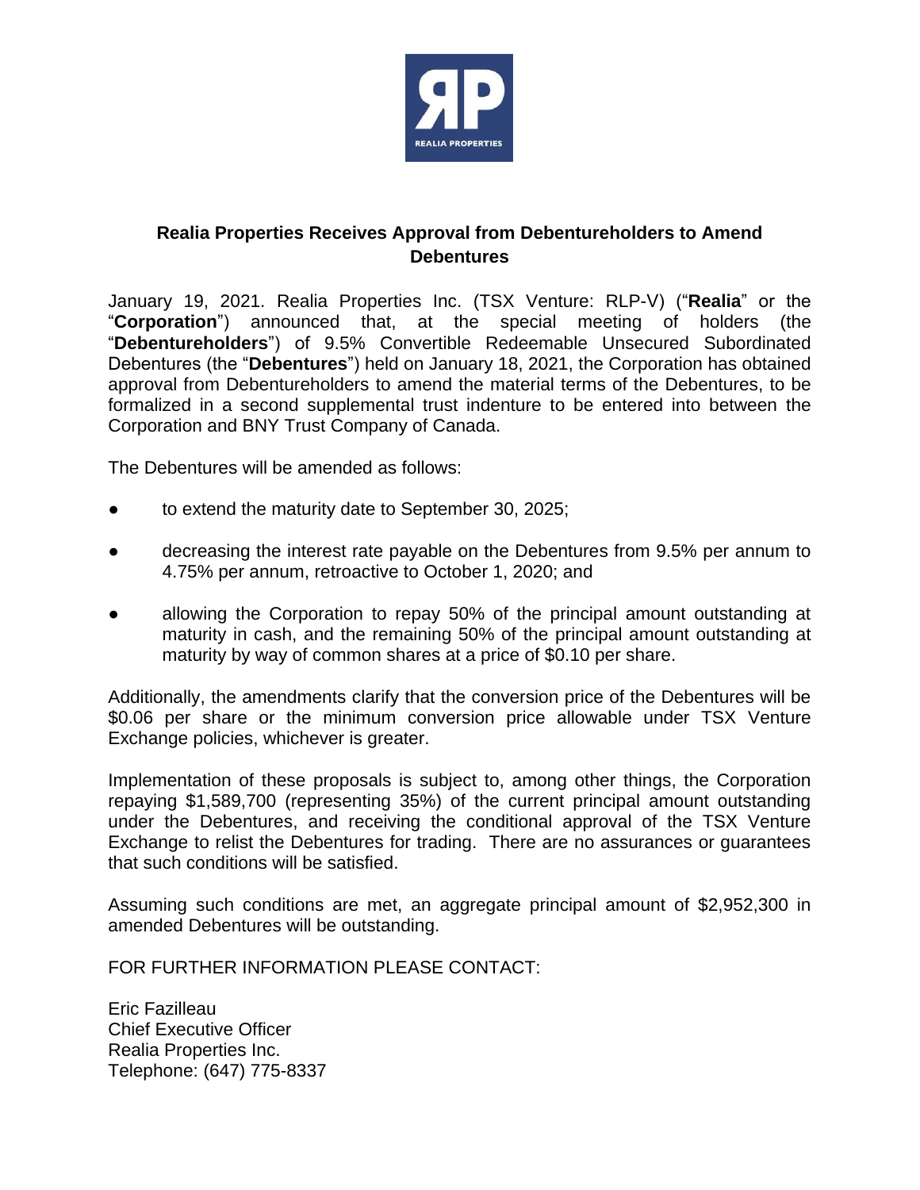## Realia Properties Receives Approval from Debentureholders to Amend Debentures

January 19, 2021. Realia Properties Inc. (TSX Venture: RLP-V) ("**Realia**" or the "**Corporation**") announced that, at the special meeting of holders (the "**Debentureholders**") of 9.5% Convertible Redeemable Unsecured Subordinated Debentures (the "**Debentures**") held on January 18, 2021, the Corporation has obtained approval from Debentureholders to amend the material terms of the Debentures, to be formalized in a second supplemental trust indenture to be entered into between the Corporation and BNY Trust Company of Canada.

The Debentures will be amended as follows:

- to extend the maturity date to September 30, 2025;
- decreasing the interest rate payable on the Debentures from 9.5% per annum to 4.75% per annum, retroactive to October 1, 2020; and
- allowing the Corporation to repay 50% of the principal amount outstanding at maturity in cash, and the remaining 50% of the principal amount outstanding at maturity by way of common shares at a price of $0.10 per share.

Additionally, the amendments clarify that the conversion price of the Debentures will be $0.06 per share or the minimum conversion price allowable under TSX Venture Exchange policies, whichever is greater.

Implementation of these proposals is subject to, among other things, the Corporation repaying $1,589,700 (representing 35%) of the current principal amount outstanding under the Debentures, and receiving the conditional approval of the TSX Venture Exchange to relist the Debentures for trading. There are no assurances or guarantees that such conditions will be satisfied.

Assuming such conditions are met, an aggregate principal amount of $2,952,300 in amended Debentures will be outstanding.

FOR FURTHER INFORMATION PLEASE CONTACT:

Eric Fazilleau
Chief Executive Officer
Realia Properties Inc.
Telephone: (647) 775-8337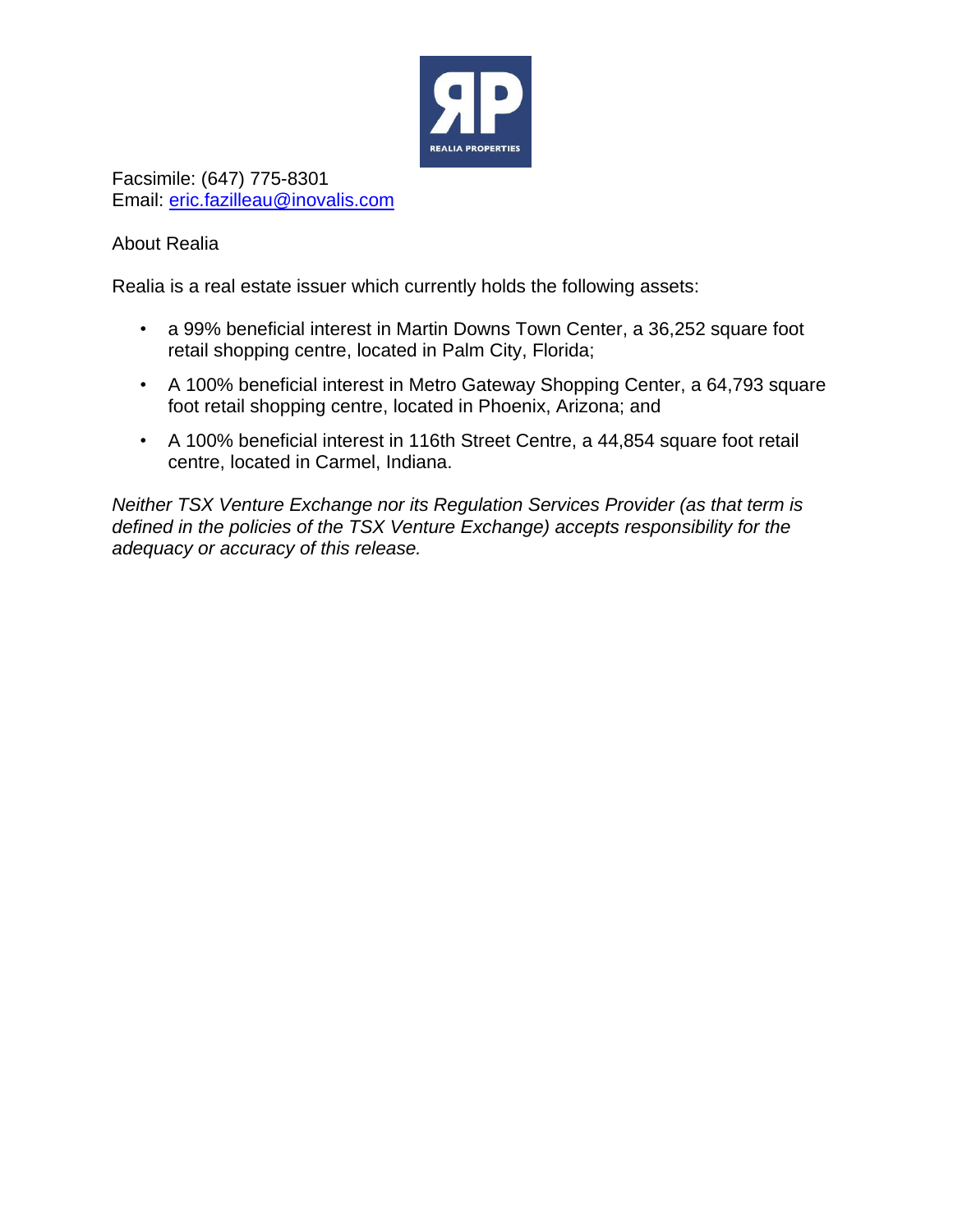Facsimile: (647) 775-8301
Email: eric.fazilleau@inovalis.com

About Realia

Realia is a real estate issuer which currently holds the following assets:

- a 99% beneficial interest in Martin Downs Town Center, a 36,252 square foot retail shopping centre, located in Palm City, Florida;
- A 100% beneficial interest in Metro Gateway Shopping Center, a 64,793 square foot retail shopping centre, located in Phoenix, Arizona; and
- A 100% beneficial interest in 116th Street Centre, a 44,854 square foot retail centre, located in Carmel, Indiana.

*Neither TSX Venture Exchange nor its Regulation Services Provider (as that term is defined in the policies of the TSX Venture Exchange) accepts responsibility for the adequacy or accuracy of this release.*